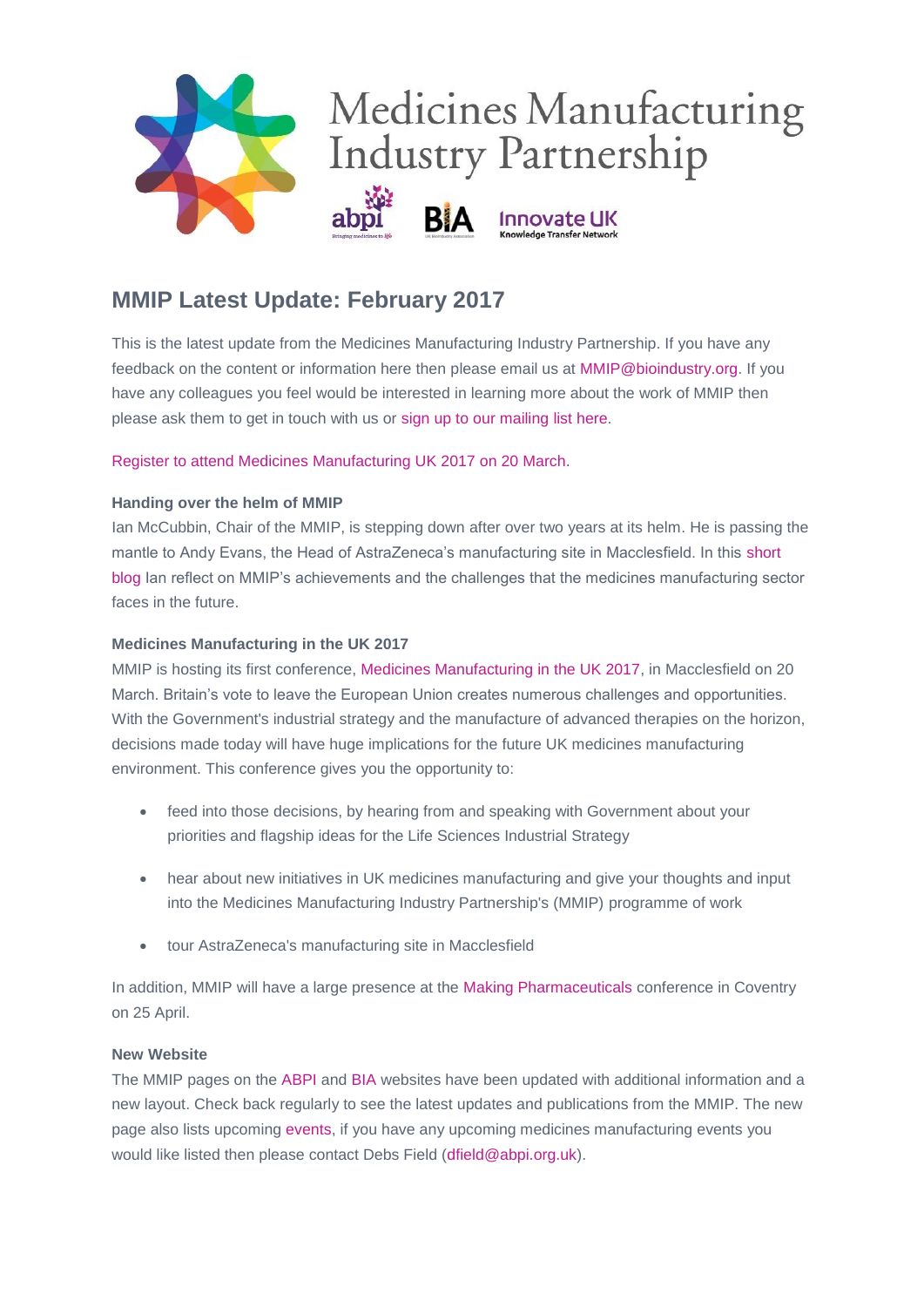# Medicines Manufacturing Industry Partnership

abpi BIA Innovate UK Knowledge Transfer Network

## MMIP Latest Update: February 2017

This is the latest update from the Medicines Manufacturing Industry Partnership. If you have any feedback on the content or information here then please email us at MMIP@bioindustry.org. If you have any colleagues you feel would be interested in learning more about the work of MMIP then please ask them to get in touch with us or sign up to our mailing list here.

Register to attend Medicines Manufacturing UK 2017 on 20 March.

**Handing over the helm of MMIP**

Ian McCubbin, Chair of the MMIP, is stepping down after over two years at its helm. He is passing the mantle to Andy Evans, the Head of AstraZeneca's manufacturing site in Macclesfield. In this short blog Ian reflect on MMIP's achievements and the challenges that the medicines manufacturing sector faces in the future.

**Medicines Manufacturing in the UK 2017**

MMIP is hosting its first conference, Medicines Manufacturing in the UK 2017, in Macclesfield on 20 March. Britain's vote to leave the European Union creates numerous challenges and opportunities. With the Government's industrial strategy and the manufacture of advanced therapies on the horizon, decisions made today will have huge implications for the future UK medicines manufacturing environment. This conference gives you the opportunity to:

- feed into those decisions, by hearing from and speaking with Government about your priorities and flagship ideas for the Life Sciences Industrial Strategy
- hear about new initiatives in UK medicines manufacturing and give your thoughts and input into the Medicines Manufacturing Industry Partnership's (MMIP) programme of work
- tour AstraZeneca's manufacturing site in Macclesfield

In addition, MMIP will have a large presence at the Making Pharmaceuticals conference in Coventry on 25 April.

**New Website**

The MMIP pages on the ABPI and BIA websites have been updated with additional information and a new layout. Check back regularly to see the latest updates and publications from the MMIP. The new page also lists upcoming events, if you have any upcoming medicines manufacturing events you would like listed then please contact Debs Field (dfield@abpi.org.uk).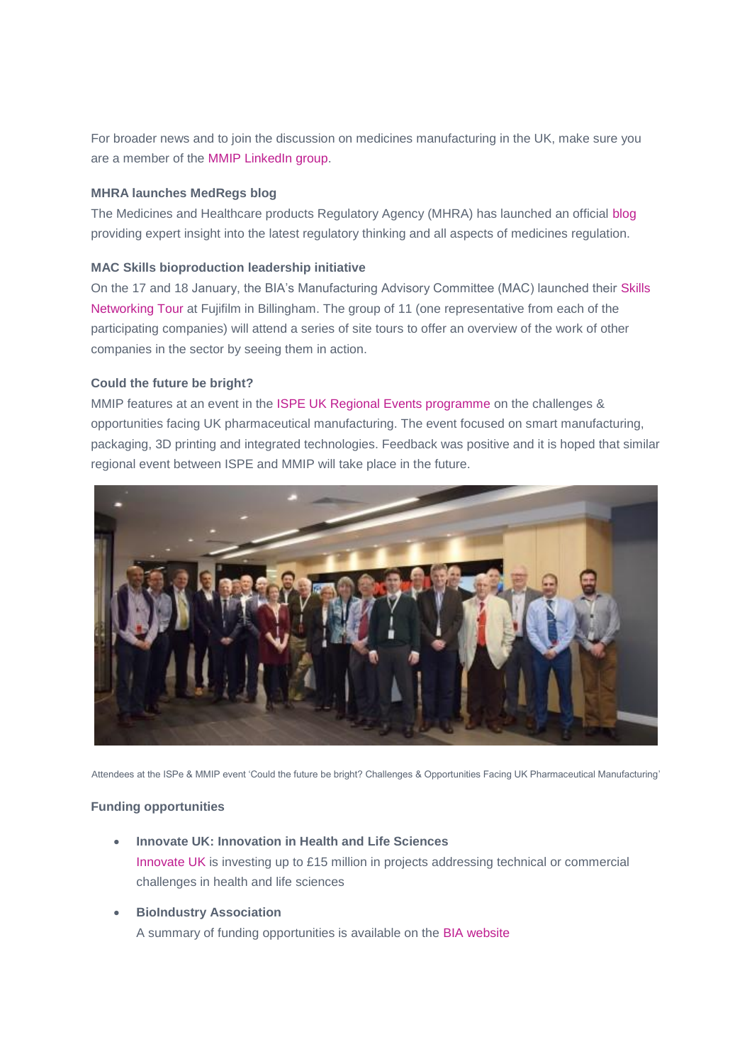For broader news and to join the discussion on medicines manufacturing in the UK, make sure you are a member of the MMIP LinkedIn group.

**MHRA launches MedRegs blog**

The Medicines and Healthcare products Regulatory Agency (MHRA) has launched an official blog providing expert insight into the latest regulatory thinking and all aspects of medicines regulation.

**MAC Skills bioproduction leadership initiative**

On the 17 and 18 January, the BIA's Manufacturing Advisory Committee (MAC) launched their Skills Networking Tour at Fujifilm in Billingham. The group of 11 (one representative from each of the participating companies) will attend a series of site tours to offer an overview of the work of other companies in the sector by seeing them in action.

**Could the future be bright?**

MMIP features at an event in the ISPE UK Regional Events programme on the challenges & opportunities facing UK pharmaceutical manufacturing. The event focused on smart manufacturing, packaging, 3D printing and integrated technologies. Feedback was positive and it is hoped that similar regional event between ISPE and MMIP will take place in the future.

Attendees at the ISPe & MMIP event 'Could the future be bright? Challenges & Opportunities Facing UK Pharmaceutical Manufacturing'

**Funding opportunities**

- **Innovate UK: Innovation in Health and Life Sciences**
  Innovate UK is investing up to £15 million in projects addressing technical or commercial challenges in health and life sciences
- **BioIndustry Association**
  A summary of funding opportunities is available on the BIA website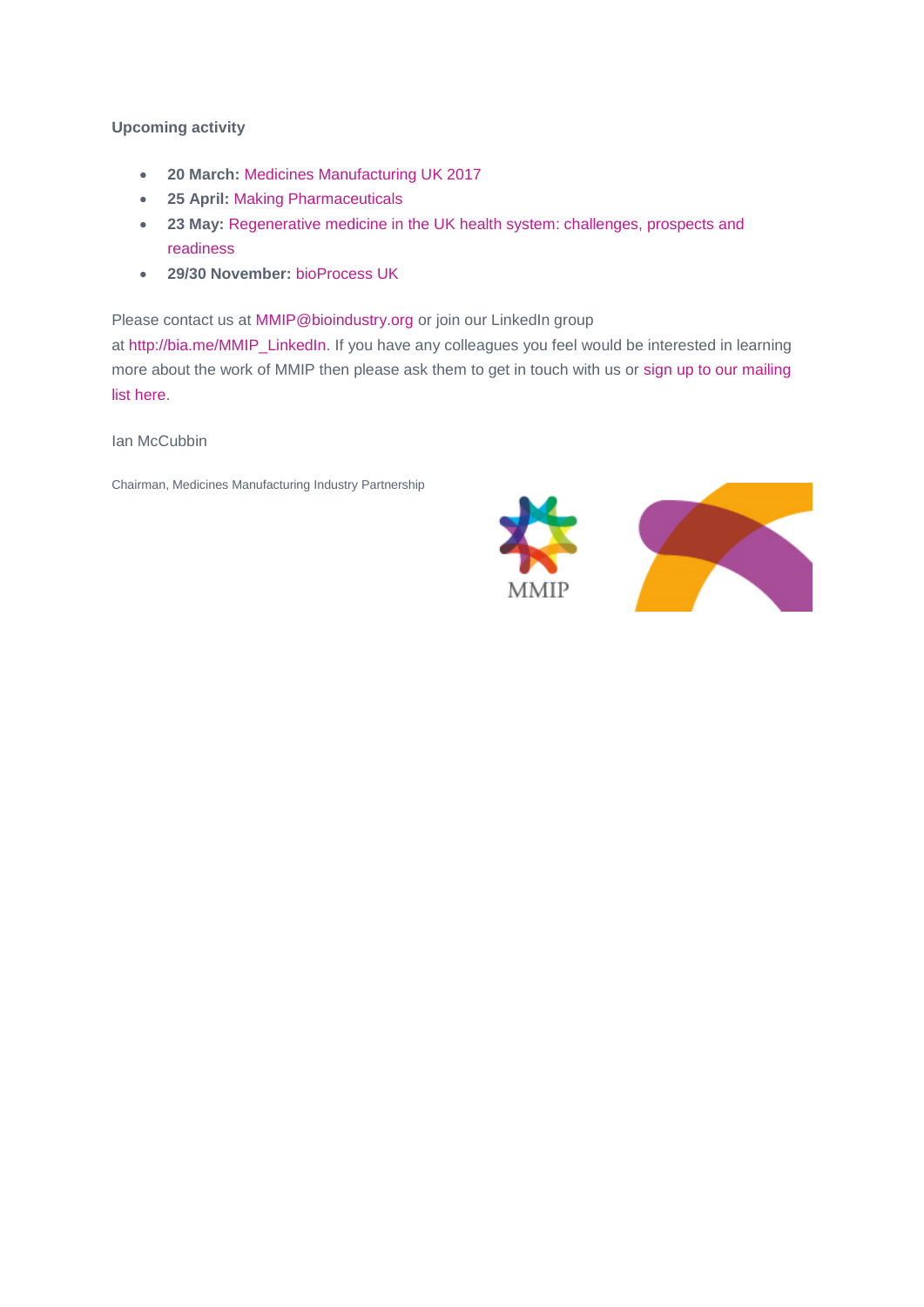**Upcoming activity**

- **20 March:** Medicines Manufacturing UK 2017
- **25 April:** Making Pharmaceuticals
- **23 May:** Regenerative medicine in the UK health system: challenges, prospects and readiness
- **29/30 November:** bioProcess UK

Please contact us at MMIP@bioindustry.org or join our LinkedIn group at http://bia.me/MMIP_LinkedIn. If you have any colleagues you feel would be interested in learning more about the work of MMIP then please ask them to get in touch with us or sign up to our mailing list here.

Ian McCubbin

Chairman, Medicines Manufacturing Industry Partnership